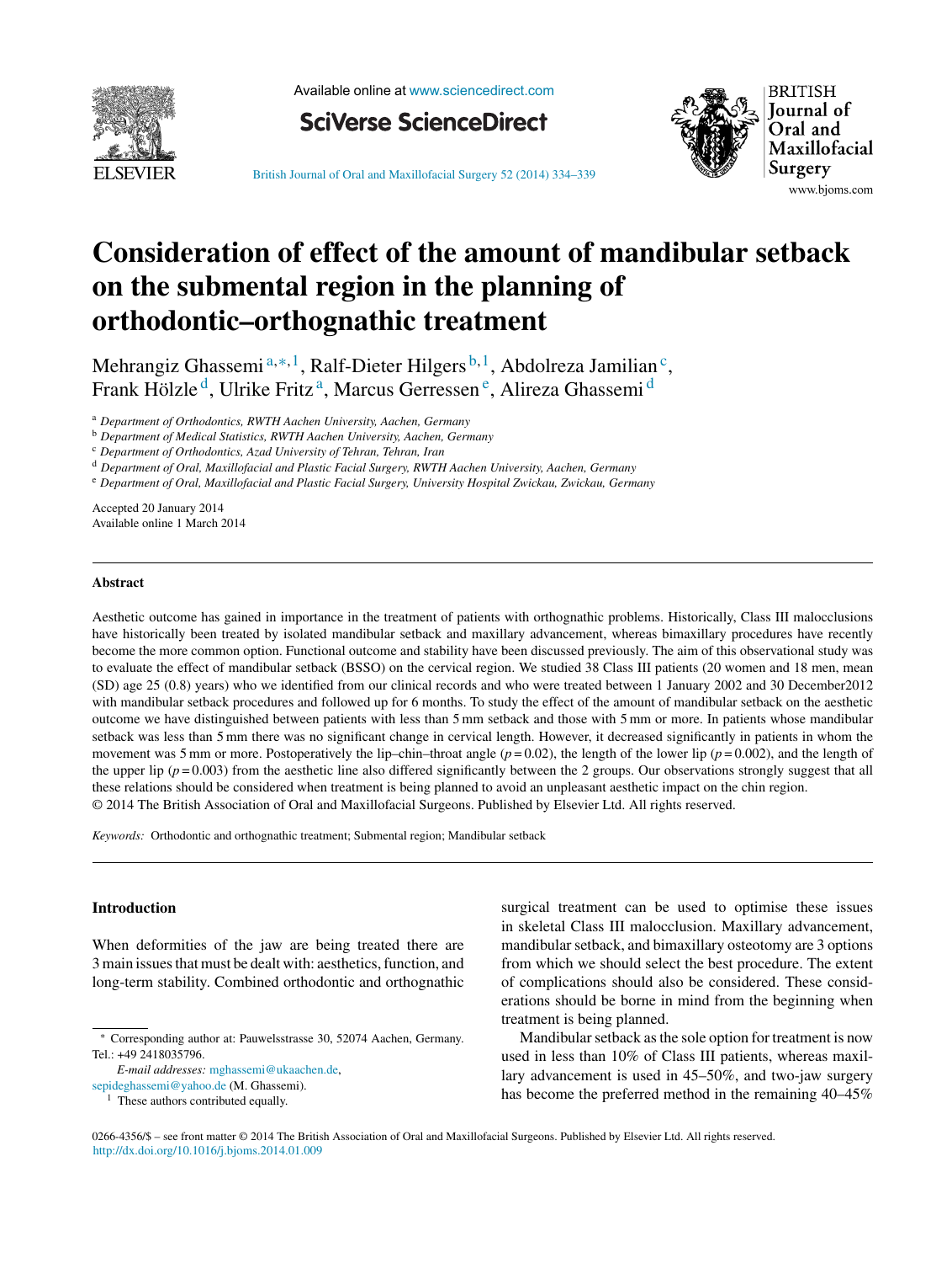# Consideration of effect of the amount of mandibular setback on the submental region in the planning of orthodontic–orthognathic treatment

Mehrangiz Ghassemi[a,*,1], Ralf-Dieter Hilgers[b,1], Abdolreza Jamilian[c], Frank Hölzle[d], Ulrike Fritz[a], Marcus Gerressen[e], Alireza Ghassemi[d]

[a] *Department of Orthodontics, RWTH Aachen University, Aachen, Germany*
[b] *Department of Medical Statistics, RWTH Aachen University, Aachen, Germany*
[c] *Department of Orthodontics, Azad University of Tehran, Tehran, Iran*
[d] *Department of Oral, Maxillofacial and Plastic Facial Surgery, RWTH Aachen University, Aachen, Germany*
[e] *Department of Oral, Maxillofacial and Plastic Facial Surgery, University Hospital Zwickau, Zwickau, Germany*

Accepted 20 January 2014
Available online 1 March 2014

## Abstract

Aesthetic outcome has gained in importance in the treatment of patients with orthognathic problems. Historically, Class III malocclusions have historically been treated by isolated mandibular setback and maxillary advancement, whereas bimaxillary procedures have recently become the more common option. Functional outcome and stability have been discussed previously. The aim of this observational study was to evaluate the effect of mandibular setback (BSSO) on the cervical region. We studied 38 Class III patients (20 women and 18 men, mean (SD) age 25 (0.8) years) who we identified from our clinical records and who were treated between 1 January 2002 and 30 December2012 with mandibular setback procedures and followed up for 6 months. To study the effect of the amount of mandibular setback on the aesthetic outcome we have distinguished between patients with less than 5 mm setback and those with 5 mm or more. In patients whose mandibular setback was less than 5 mm there was no significant change in cervical length. However, it decreased significantly in patients in whom the movement was 5 mm or more. Postoperatively the lip–chin–throat angle ($p = 0.02$), the length of the lower lip ($p = 0.002$), and the length of the upper lip ($p = 0.003$) from the aesthetic line also differed significantly between the 2 groups. Our observations strongly suggest that all these relations should be considered when treatment is being planned to avoid an unpleasant aesthetic impact on the chin region.
© 2014 The British Association of Oral and Maxillofacial Surgeons. Published by Elsevier Ltd. All rights reserved.

*Keywords:* Orthodontic and orthognathic treatment; Submental region; Mandibular setback

## Introduction

When deformities of the jaw are being treated there are 3 main issues that must be dealt with: aesthetics, function, and long-term stability. Combined orthodontic and orthognathic surgical treatment can be used to optimise these issues in skeletal Class III malocclusion. Maxillary advancement, mandibular setback, and bimaxillary osteotomy are 3 options from which we should select the best procedure. The extent of complications should also be considered. These considerations should be borne in mind from the beginning when treatment is being planned.

Mandibular setback as the sole option for treatment is now used in less than 10% of Class III patients, whereas maxillary advancement is used in 45–50%, and two-jaw surgery has become the preferred method in the remaining 40–45%

* Corresponding author at: Pauwelsstrasse 30, 52074 Aachen, Germany. Tel.: +49 2418035796.
*E-mail addresses:* mghassemi@ukaachen.de, sepideghassemi@yahoo.de (M. Ghassemi).
[1] These authors contributed equally.

0266-4356/$ – see front matter © 2014 The British Association of Oral and Maxillofacial Surgeons. Published by Elsevier Ltd. All rights reserved.
http://dx.doi.org/10.1016/j.bjoms.2014.01.009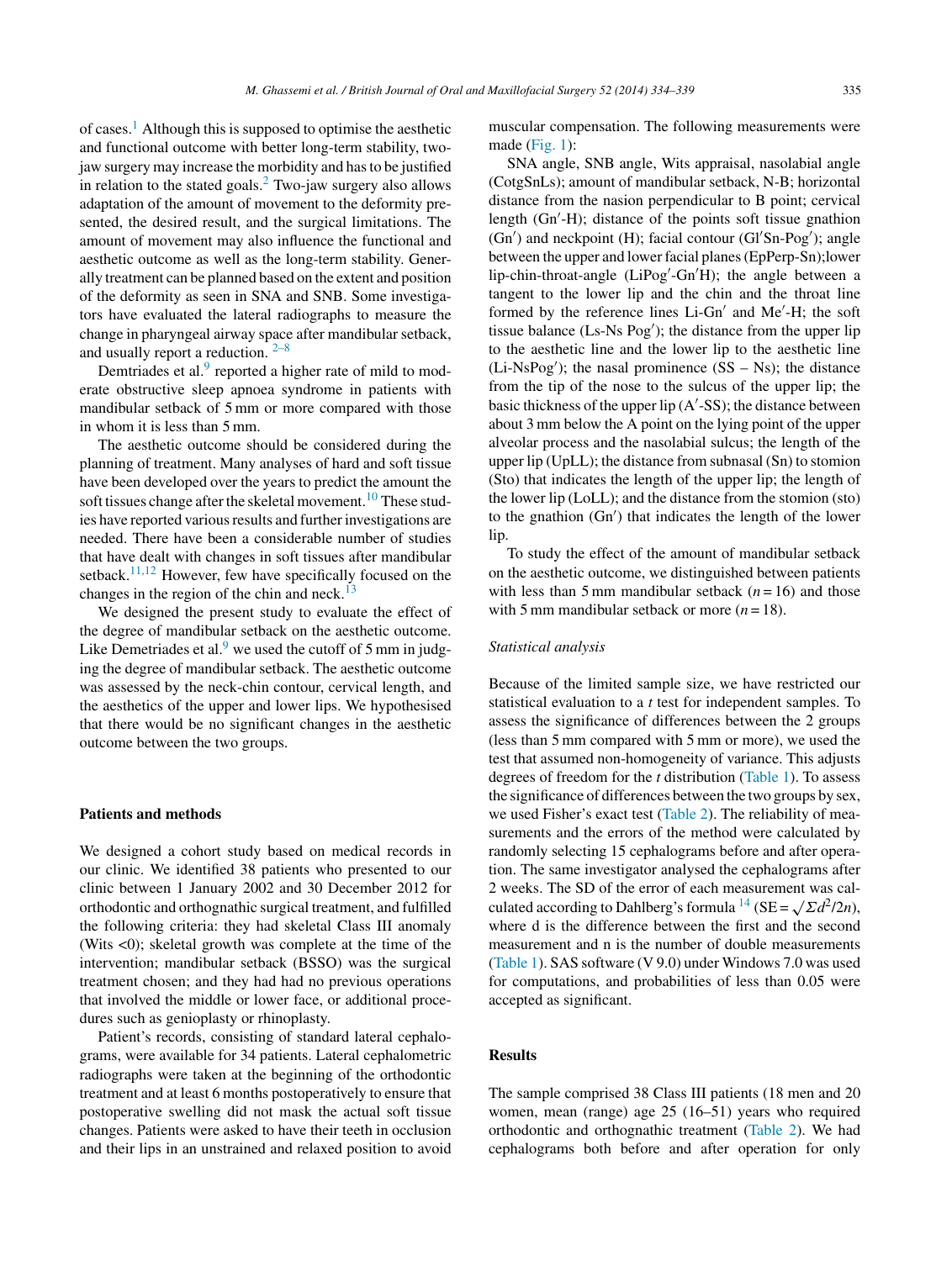of cases.[1] Although this is supposed to optimise the aesthetic and functional outcome with better long-term stability, two-jaw surgery may increase the morbidity and has to be justified in relation to the stated goals.[2] Two-jaw surgery also allows adaptation of the amount of movement to the deformity presented, the desired result, and the surgical limitations. The amount of movement may also influence the functional and aesthetic outcome as well as the long-term stability. Generally treatment can be planned based on the extent and position of the deformity as seen in SNA and SNB. Some investigators have evaluated the lateral radiographs to measure the change in pharyngeal airway space after mandibular setback, and usually report a reduction.[2–8]

Demtriades et al.[9] reported a higher rate of mild to moderate obstructive sleep apnoea syndrome in patients with mandibular setback of 5 mm or more compared with those in whom it is less than 5 mm.

The aesthetic outcome should be considered during the planning of treatment. Many analyses of hard and soft tissue have been developed over the years to predict the amount the soft tissues change after the skeletal movement.[10] These studies have reported various results and further investigations are needed. There have been a considerable number of studies that have dealt with changes in soft tissues after mandibular setback.[11,12] However, few have specifically focused on the changes in the region of the chin and neck.[13]

We designed the present study to evaluate the effect of the degree of mandibular setback on the aesthetic outcome. Like Demetriades et al.[9] we used the cutoff of 5 mm in judging the degree of mandibular setback. The aesthetic outcome was assessed by the neck-chin contour, cervical length, and the aesthetics of the upper and lower lips. We hypothesised that there would be no significant changes in the aesthetic outcome between the two groups.

## Patients and methods

We designed a cohort study based on medical records in our clinic. We identified 38 patients who presented to our clinic between 1 January 2002 and 30 December 2012 for orthodontic and orthognathic surgical treatment, and fulfilled the following criteria: they had skeletal Class III anomaly (Wits <0); skeletal growth was complete at the time of the intervention; mandibular setback (BSSO) was the surgical treatment chosen; and they had had no previous operations that involved the middle or lower face, or additional procedures such as genioplasty or rhinoplasty.

Patient's records, consisting of standard lateral cephalograms, were available for 34 patients. Lateral cephalometric radiographs were taken at the beginning of the orthodontic treatment and at least 6 months postoperatively to ensure that postoperative swelling did not mask the actual soft tissue changes. Patients were asked to have their teeth in occlusion and their lips in an unstrained and relaxed position to avoid muscular compensation. The following measurements were made (Fig. 1):

SNA angle, SNB angle, Wits appraisal, nasolabial angle (CotgSnLs); amount of mandibular setback, N-B; horizontal distance from the nasion perpendicular to B point; cervical length (Gn′-H); distance of the points soft tissue gnathion (Gn′) and neckpoint (H); facial contour (Gl′Sn-Pog′); angle between the upper and lower facial planes (EpPerp-Sn); lower lip-chin-throat-angle (LiPog′-Gn′H); the angle between a tangent to the lower lip and the chin and the throat line formed by the reference lines Li-Gn′ and Me′-H; the soft tissue balance (Ls-Ns Pog′); the distance from the upper lip to the aesthetic line and the lower lip to the aesthetic line (Li-NsPog′); the nasal prominence (SS – Ns); the distance from the tip of the nose to the sulcus of the upper lip; the basic thickness of the upper lip (A′-SS); the distance between about 3 mm below the A point on the lying point of the upper alveolar process and the nasolabial sulcus; the length of the upper lip (UpLL); the distance from subnasal (Sn) to stomion (Sto) that indicates the length of the upper lip; the length of the lower lip (LoLL); and the distance from the stomion (sto) to the gnathion (Gn′) that indicates the length of the lower lip.

To study the effect of the amount of mandibular setback on the aesthetic outcome, we distinguished between patients with less than 5 mm mandibular setback ($n = 16$) and those with 5 mm mandibular setback or more ($n = 18$).

### Statistical analysis

Because of the limited sample size, we have restricted our statistical evaluation to a *t* test for independent samples. To assess the significance of differences between the 2 groups (less than 5 mm compared with 5 mm or more), we used the test that assumed non-homogeneity of variance. This adjusts degrees of freedom for the *t* distribution (Table 1). To assess the significance of differences between the two groups by sex, we used Fisher's exact test (Table 2). The reliability of measurements and the errors of the method were calculated by randomly selecting 15 cephalograms before and after operation. The same investigator analysed the cephalograms after 2 weeks. The SD of the error of each measurement was calculated according to Dahlberg's formula [14] ($SE = \sqrt{\Sigma d^2/2n}$), where d is the difference between the first and the second measurement and n is the number of double measurements (Table 1). SAS software (V 9.0) under Windows 7.0 was used for computations, and probabilities of less than 0.05 were accepted as significant.

## Results

The sample comprised 38 Class III patients (18 men and 20 women, mean (range) age 25 (16–51) years who required orthodontic and orthognathic treatment (Table 2). We had cephalograms both before and after operation for only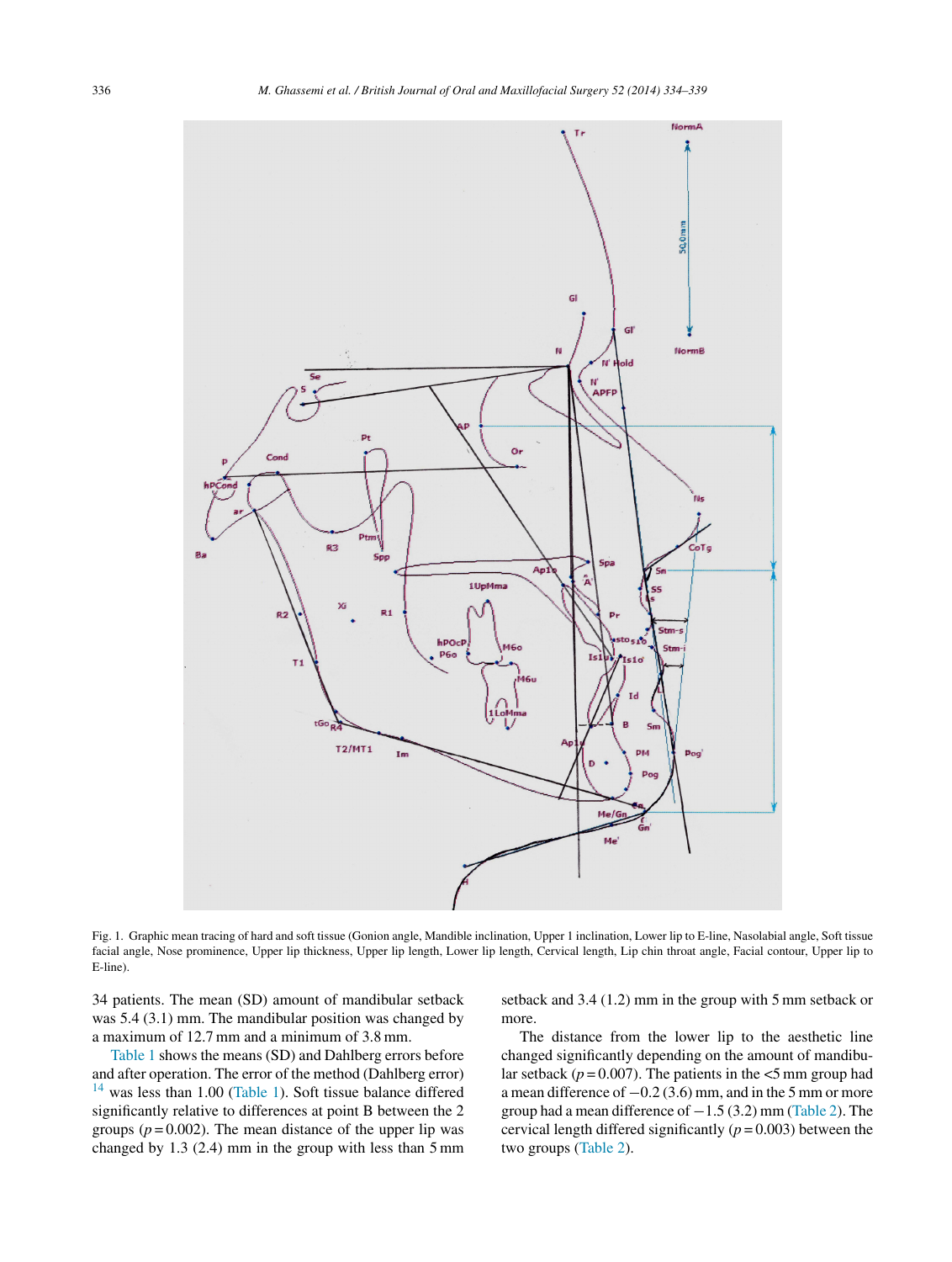Fig. 1. Graphic mean tracing of hard and soft tissue (Gonion angle, Mandible inclination, Upper 1 inclination, Lower lip to E-line, Nasolabial angle, Soft tissue facial angle, Nose prominence, Upper lip thickness, Upper lip length, Lower lip length, Cervical length, Lip chin throat angle, Facial contour, Upper lip to E-line).

34 patients. The mean (SD) amount of mandibular setback was 5.4 (3.1) mm. The mandibular position was changed by a maximum of 12.7 mm and a minimum of 3.8 mm.

Table 1 shows the means (SD) and Dahlberg errors before and after operation. The error of the method (Dahlberg error)[14] was less than 1.00 (Table 1). Soft tissue balance differed significantly relative to differences at point B between the 2 groups ($p = 0.002$). The mean distance of the upper lip was changed by 1.3 (2.4) mm in the group with less than 5 mm setback and 3.4 (1.2) mm in the group with 5 mm setback or more.

The distance from the lower lip to the aesthetic line changed significantly depending on the amount of mandibular setback ($p = 0.007$). The patients in the <5 mm group had a mean difference of −0.2 (3.6) mm, and in the 5 mm or more group had a mean difference of −1.5 (3.2) mm (Table 2). The cervical length differed significantly ($p = 0.003$) between the two groups (Table 2).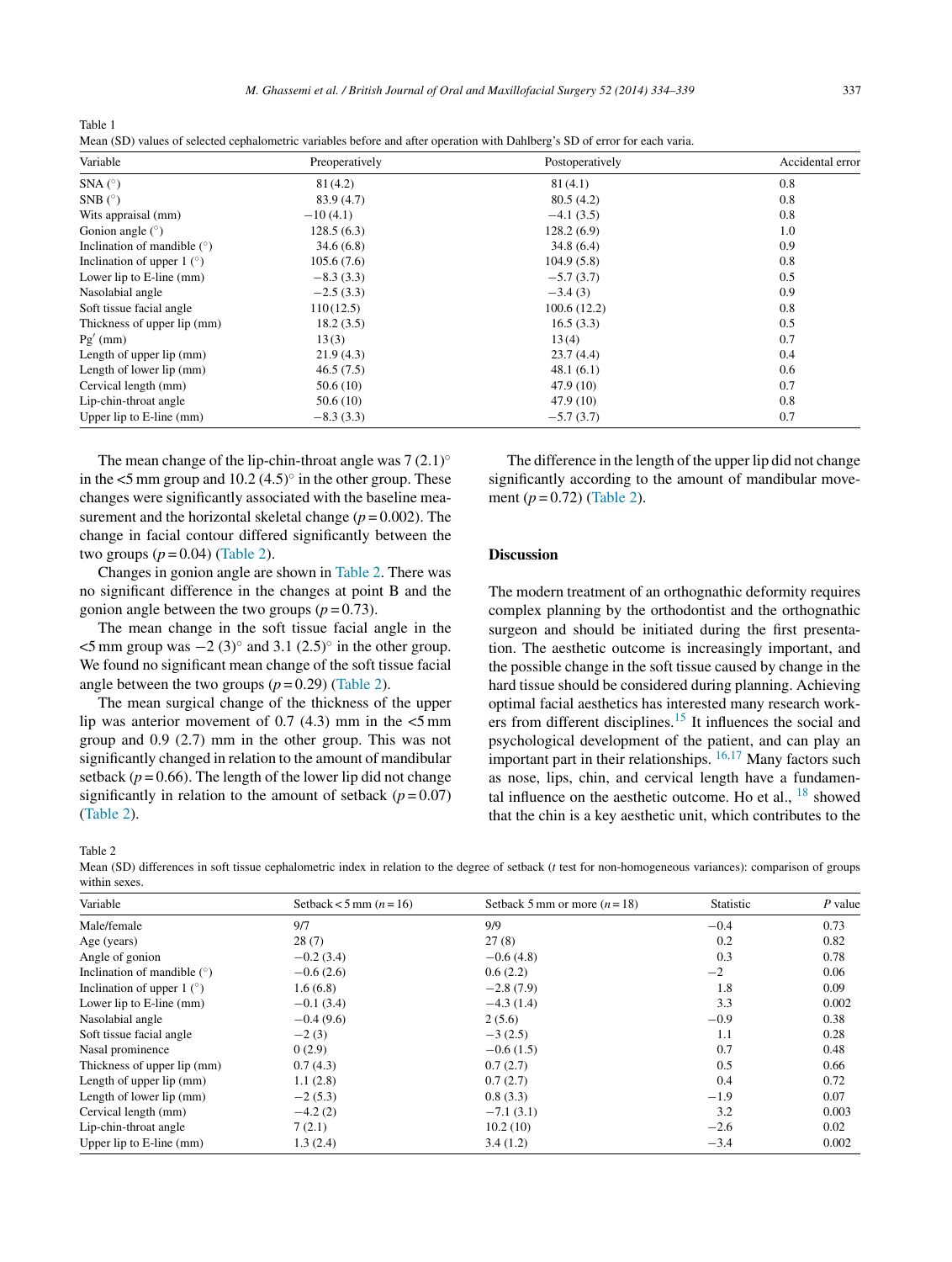Table 1
Mean (SD) values of selected cephalometric variables before and after operation with Dahlberg's SD of error for each varia.

| Variable | Preoperatively | Postoperatively | Accidental error |
|---|---|---|---|
| SNA (°) | 81 (4.2) | 81 (4.1) | 0.8 |
| SNB (°) | 83.9 (4.7) | 80.5 (4.2) | 0.8 |
| Wits appraisal (mm) | −10 (4.1) | −4.1 (3.5) | 0.8 |
| Gonion angle (°) | 128.5 (6.3) | 128.2 (6.9) | 1.0 |
| Inclination of mandible (°) | 34.6 (6.8) | 34.8 (6.4) | 0.9 |
| Inclination of upper 1 (°) | 105.6 (7.6) | 104.9 (5.8) | 0.8 |
| Lower lip to E-line (mm) | −8.3 (3.3) | −5.7 (3.7) | 0.5 |
| Nasolabial angle | −2.5 (3.3) | −3.4 (3) | 0.9 |
| Soft tissue facial angle | 110 (12.5) | 100.6 (12.2) | 0.8 |
| Thickness of upper lip (mm) | 18.2 (3.5) | 16.5 (3.3) | 0.5 |
| Pg′ (mm) | 13 (3) | 13 (4) | 0.7 |
| Length of upper lip (mm) | 21.9 (4.3) | 23.7 (4.4) | 0.4 |
| Length of lower lip (mm) | 46.5 (7.5) | 48.1 (6.1) | 0.6 |
| Cervical length (mm) | 50.6 (10) | 47.9 (10) | 0.7 |
| Lip-chin-throat angle | 50.6 (10) | 47.9 (10) | 0.8 |
| Upper lip to E-line (mm) | −8.3 (3.3) | −5.7 (3.7) | 0.7 |

The mean change of the lip-chin-throat angle was 7 (2.1)° in the <5 mm group and 10.2 (4.5)° in the other group. These changes were significantly associated with the baseline measurement and the horizontal skeletal change ($p = 0.002$). The change in facial contour differed significantly between the two groups ($p = 0.04$) (Table 2).

Changes in gonion angle are shown in Table 2. There was no significant difference in the changes at point B and the gonion angle between the two groups ($p = 0.73$).

The mean change in the soft tissue facial angle in the <5 mm group was −2 (3)° and 3.1 (2.5)° in the other group. We found no significant mean change of the soft tissue facial angle between the two groups ($p = 0.29$) (Table 2).

The mean surgical change of the thickness of the upper lip was anterior movement of 0.7 (4.3) mm in the <5 mm group and 0.9 (2.7) mm in the other group. This was not significantly changed in relation to the amount of mandibular setback ($p = 0.66$). The length of the lower lip did not change significantly in relation to the amount of setback ($p = 0.07$) (Table 2).

The difference in the length of the upper lip did not change significantly according to the amount of mandibular movement ($p = 0.72$) (Table 2).

## Discussion

The modern treatment of an orthognathic deformity requires complex planning by the orthodontist and the orthognathic surgeon and should be initiated during the first presentation. The aesthetic outcome is increasingly important, and the possible change in the soft tissue caused by change in the hard tissue should be considered during planning. Achieving optimal facial aesthetics has interested many research workers from different disciplines.[15] It influences the social and psychological development of the patient, and can play an important part in their relationships. [16,17] Many factors such as nose, lips, chin, and cervical length have a fundamental influence on the aesthetic outcome. Ho et al., [18] showed that the chin is a key aesthetic unit, which contributes to the

Table 2
Mean (SD) differences in soft tissue cephalometric index in relation to the degree of setback (*t* test for non-homogeneous variances): comparison of groups within sexes.

| Variable | Setback < 5 mm ($n = 16$) | Setback 5 mm or more ($n = 18$) | Statistic | *P* value |
|---|---|---|---|---|
| Male/female | 9/7 | 9/9 | −0.4 | 0.73 |
| Age (years) | 28 (7) | 27 (8) | 0.2 | 0.82 |
| Angle of gonion | −0.2 (3.4) | −0.6 (4.8) | 0.3 | 0.78 |
| Inclination of mandible (°) | −0.6 (2.6) | 0.6 (2.2) | −2 | 0.06 |
| Inclination of upper 1 (°) | 1.6 (6.8) | −2.8 (7.9) | 1.8 | 0.09 |
| Lower lip to E-line (mm) | −0.1 (3.4) | −4.3 (1.4) | 3.3 | 0.002 |
| Nasolabial angle | −0.4 (9.6) | 2 (5.6) | −0.9 | 0.38 |
| Soft tissue facial angle | −2 (3) | −3 (2.5) | 1.1 | 0.28 |
| Nasal prominence | 0 (2.9) | −0.6 (1.5) | 0.7 | 0.48 |
| Thickness of upper lip (mm) | 0.7 (4.3) | 0.7 (2.7) | 0.5 | 0.66 |
| Length of upper lip (mm) | 1.1 (2.8) | 0.7 (2.7) | 0.4 | 0.72 |
| Length of lower lip (mm) | −2 (5.3) | 0.8 (3.3) | −1.9 | 0.07 |
| Cervical length (mm) | −4.2 (2) | −7.1 (3.1) | 3.2 | 0.003 |
| Lip-chin-throat angle | 7 (2.1) | 10.2 (10) | −2.6 | 0.02 |
| Upper lip to E-line (mm) | 1.3 (2.4) | 3.4 (1.2) | −3.4 | 0.002 |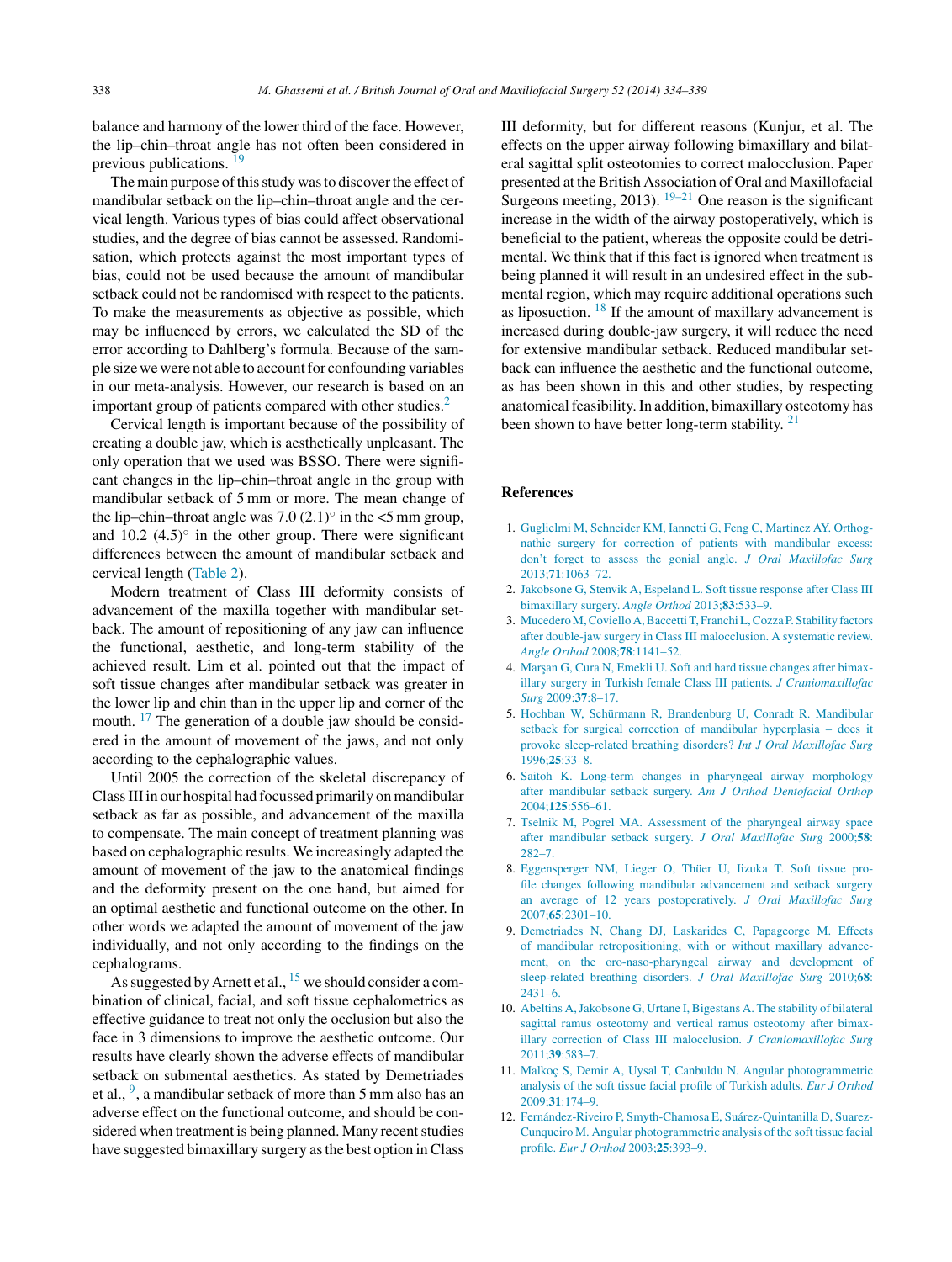balance and harmony of the lower third of the face. However, the lip–chin–throat angle has not often been considered in previous publications. [19]

The main purpose of this study was to discover the effect of mandibular setback on the lip–chin–throat angle and the cervical length. Various types of bias could affect observational studies, and the degree of bias cannot be assessed. Randomisation, which protects against the most important types of bias, could not be used because the amount of mandibular setback could not be randomised with respect to the patients. To make the measurements as objective as possible, which may be influenced by errors, we calculated the SD of the error according to Dahlberg's formula. Because of the sample size we were not able to account for confounding variables in our meta-analysis. However, our research is based on an important group of patients compared with other studies.[2]

Cervical length is important because of the possibility of creating a double jaw, which is aesthetically unpleasant. The only operation that we used was BSSO. There were significant changes in the lip–chin–throat angle in the group with mandibular setback of 5 mm or more. The mean change of the lip–chin–throat angle was 7.0 (2.1)° in the <5 mm group, and 10.2 (4.5)° in the other group. There were significant differences between the amount of mandibular setback and cervical length (Table 2).

Modern treatment of Class III deformity consists of advancement of the maxilla together with mandibular setback. The amount of repositioning of any jaw can influence the functional, aesthetic, and long-term stability of the achieved result. Lim et al. pointed out that the impact of soft tissue changes after mandibular setback was greater in the lower lip and chin than in the upper lip and corner of the mouth. [17] The generation of a double jaw should be considered in the amount of movement of the jaws, and not only according to the cephalographic values.

Until 2005 the correction of the skeletal discrepancy of Class III in our hospital had focussed primarily on mandibular setback as far as possible, and advancement of the maxilla to compensate. The main concept of treatment planning was based on cephalographic results. We increasingly adapted the amount of movement of the jaw to the anatomical findings and the deformity present on the one hand, but aimed for an optimal aesthetic and functional outcome on the other. In other words we adapted the amount of movement of the jaw individually, and not only according to the findings on the cephalograms.

As suggested by Arnett et al., [15] we should consider a combination of clinical, facial, and soft tissue cephalometrics as effective guidance to treat not only the occlusion but also the face in 3 dimensions to improve the aesthetic outcome. Our results have clearly shown the adverse effects of mandibular setback on submental aesthetics. As stated by Demetriades et al., [9], a mandibular setback of more than 5 mm also has an adverse effect on the functional outcome, and should be considered when treatment is being planned. Many recent studies have suggested bimaxillary surgery as the best option in Class III deformity, but for different reasons (Kunjur, et al. The effects on the upper airway following bimaxillary and bilateral sagittal split osteotomies to correct malocclusion. Paper presented at the British Association of Oral and Maxillofacial Surgeons meeting, 2013). [19–21] One reason is the significant increase in the width of the airway postoperatively, which is beneficial to the patient, whereas the opposite could be detrimental. We think that if this fact is ignored when treatment is being planned it will result in an undesired effect in the submental region, which may require additional operations such as liposuction. [18] If the amount of maxillary advancement is increased during double-jaw surgery, it will reduce the need for extensive mandibular setback. Reduced mandibular setback can influence the aesthetic and the functional outcome, as has been shown in this and other studies, by respecting anatomical feasibility. In addition, bimaxillary osteotomy has been shown to have better long-term stability. [21]

## References

1. Guglielmi M, Schneider KM, Iannetti G, Feng C, Martinez AY. Orthognathic surgery for correction of patients with mandibular excess: don't forget to assess the gonial angle. *J Oral Maxillofac Surg* 2013;**71**:1063–72.
2. Jakobsone G, Stenvik A, Espeland L. Soft tissue response after Class III bimaxillary surgery. *Angle Orthod* 2013;**83**:533–9.
3. Mucedero M, Coviello A, Baccetti T, Franchi L, Cozza P. Stability factors after double-jaw surgery in Class III malocclusion. A systematic review. *Angle Orthod* 2008;**78**:1141–52.
4. Marşan G, Cura N, Emekli U. Soft and hard tissue changes after bimaxillary surgery in Turkish female Class III patients. *J Craniomaxillofac Surg* 2009;**37**:8–17.
5. Hochban W, Schürmann R, Brandenburg U, Conradt R. Mandibular setback for surgical correction of mandibular hyperplasia – does it provoke sleep-related breathing disorders? *Int J Oral Maxillofac Surg* 1996;**25**:33–8.
6. Saitoh K. Long-term changes in pharyngeal airway morphology after mandibular setback surgery. *Am J Orthod Dentofacial Orthop* 2004;**125**:556–61.
7. Tselnik M, Pogrel MA. Assessment of the pharyngeal airway space after mandibular setback surgery. *J Oral Maxillofac Surg* 2000;**58**: 282–7.
8. Eggensperger NM, Lieger O, Thüer U, Iizuka T. Soft tissue profile changes following mandibular advancement and setback surgery an average of 12 years postoperatively. *J Oral Maxillofac Surg* 2007;**65**:2301–10.
9. Demetriades N, Chang DJ, Laskarides C, Papageorge M. Effects of mandibular retropositioning, with or without maxillary advancement, on the oro-naso-pharyngeal airway and development of sleep-related breathing disorders. *J Oral Maxillofac Surg* 2010;**68**: 2431–6.
10. Abeltins A, Jakobsone G, Urtane I, Bigestans A. The stability of bilateral sagittal ramus osteotomy and vertical ramus osteotomy after bimaxillary correction of Class III malocclusion. *J Craniomaxillofac Surg* 2011;**39**:583–7.
11. Malkoç S, Demir A, Uysal T, Canbuldu N. Angular photogrammetric analysis of the soft tissue facial profile of Turkish adults. *Eur J Orthod* 2009;**31**:174–9.
12. Fernández-Riveiro P, Smyth-Chamosa E, Suárez-Quintanilla D, Suarez-Cunqueiro M. Angular photogrammetric analysis of the soft tissue facial profile. *Eur J Orthod* 2003;**25**:393–9.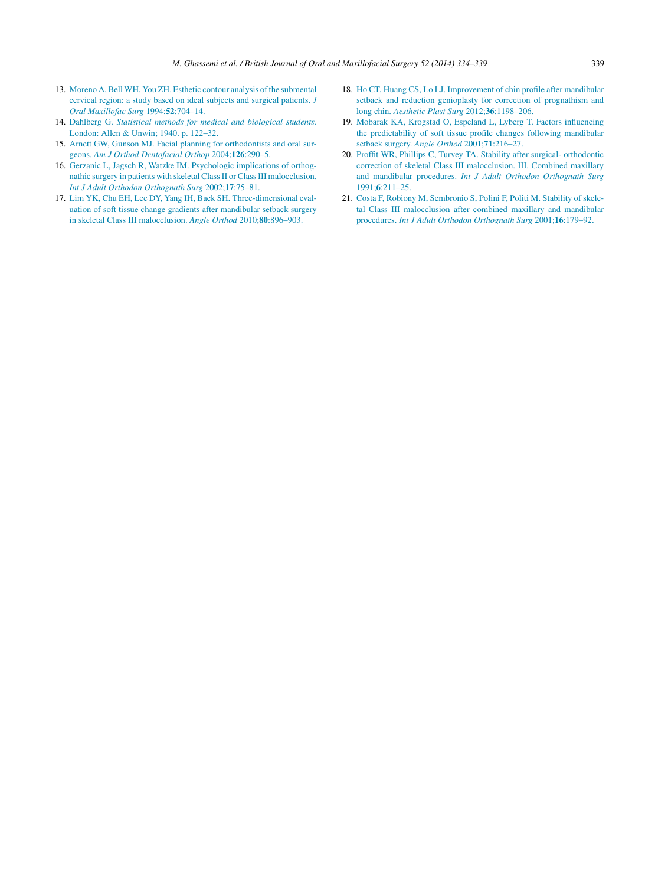13. Moreno A, Bell WH, You ZH. Esthetic contour analysis of the submental cervical region: a study based on ideal subjects and surgical patients. *J Oral Maxillofac Surg* 1994;**52**:704–14.
14. Dahlberg G. *Statistical methods for medical and biological students*. London: Allen & Unwin; 1940. p. 122–32.
15. Arnett GW, Gunson MJ. Facial planning for orthodontists and oral surgeons. *Am J Orthod Dentofacial Orthop* 2004;**126**:290–5.
16. Gerzanic L, Jagsch R, Watzke IM. Psychologic implications of orthognathic surgery in patients with skeletal Class II or Class III malocclusion. *Int J Adult Orthodon Orthognath Surg* 2002;**17**:75–81.
17. Lim YK, Chu EH, Lee DY, Yang IH, Baek SH. Three-dimensional evaluation of soft tissue change gradients after mandibular setback surgery in skeletal Class III malocclusion. *Angle Orthod* 2010;**80**:896–903.
18. Ho CT, Huang CS, Lo LJ. Improvement of chin profile after mandibular setback and reduction genioplasty for correction of prognathism and long chin. *Aesthetic Plast Surg* 2012;**36**:1198–206.
19. Mobarak KA, Krogstad O, Espeland L, Lyberg T. Factors influencing the predictability of soft tissue profile changes following mandibular setback surgery. *Angle Orthod* 2001;**71**:216–27.
20. Proffit WR, Phillips C, Turvey TA. Stability after surgical- orthodontic correction of skeletal Class III malocclusion. III. Combined maxillary and mandibular procedures. *Int J Adult Orthodon Orthognath Surg* 1991;**6**:211–25.
21. Costa F, Robiony M, Sembronio S, Polini F, Politi M. Stability of skeletal Class III malocclusion after combined maxillary and mandibular procedures. *Int J Adult Orthodon Orthognath Surg* 2001;**16**:179–92.